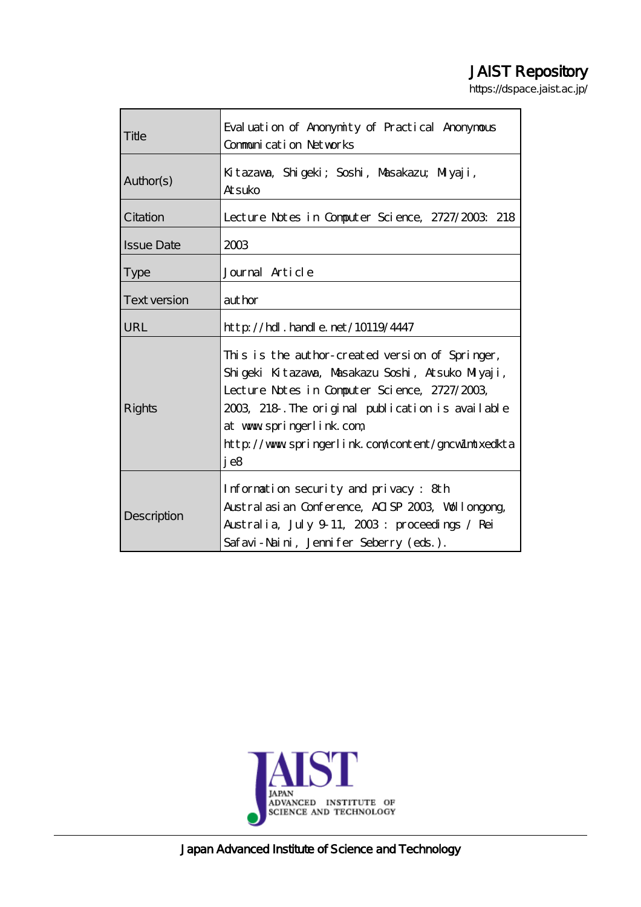# JAIST Repository

https://dspace.jaist.ac.jp/

| | |
|---|---|
| Title | Evaluation of Anonymity of Practical Anonymous Communication Networks |
| Author(s) | Kitazawa, Shigeki; Soshi, Masakazu; Miyaji, Atsuko |
| Citation | Lecture Notes in Computer Science, 2727/2003: 218 |
| Issue Date | 2003 |
| Type | Journal Article |
| Text version | author |
| URL | http://hdl.handle.net/10119/4447 |
| Rights | This is the author-created version of Springer, Shigeki Kitazawa, Masakazu Soshi, Atsuko Miyaji, Lecture Notes in Computer Science, 2727/2003, 2003, 218-. The original publication is available at www.springerlink.com, http://www.springerlink.com/content/gncw1mtxedktaje8 |
| Description | Information security and privacy : 8th Australasian Conference, ACISP 2003, Wollongong, Australia, July 9-11, 2003 : proceedings / Rei Safavi-Naini, Jennifer Seberry (eds.). |

JAPAN ADVANCED INSTITUTE OF SCIENCE AND TECHNOLOGY

Japan Advanced Institute of Science and Technology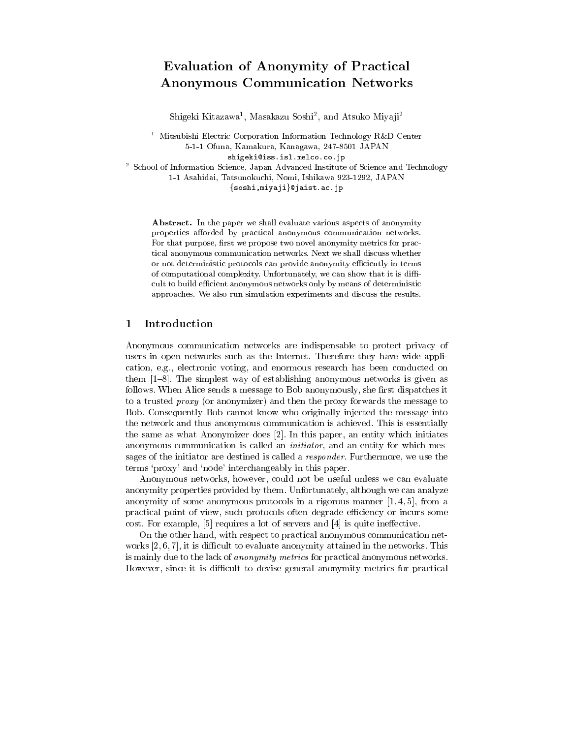# Evaluation of Anonymity of Practical Anonymous Communication Networks

Shigeki Kitazawa[1], Masakazu Soshi[2], and Atsuko Miyaji[2]

[1] Mitsubishi Electric Corporation Information Technology R&D Center
5-1-1 Ofuna, Kamakura, Kanagawa, 247-8501 JAPAN
shigeki@iss.isl.melco.co.jp

[2] School of Information Science, Japan Advanced Institute of Science and Technology
1-1 Asahidai, Tatsunokuchi, Nomi, Ishikawa 923-1292, JAPAN
{soshi,miyaji}@jaist.ac.jp

**Abstract.** In the paper we shall evaluate various aspects of anonymity properties afforded by practical anonymous communication networks. For that purpose, first we propose two novel anonymity metrics for practical anonymous communication networks. Next we shall discuss whether or not deterministic protocols can provide anonymity efficiently in terms of computational complexity. Unfortunately, we can show that it is difficult to build efficient anonymous networks only by means of deterministic approaches. We also run simulation experiments and discuss the results.

## 1 Introduction

Anonymous communication networks are indispensable to protect privacy of users in open networks such as the Internet. Therefore they have wide application, e.g., electronic voting, and enormous research has been conducted on them [1–8]. The simplest way of establishing anonymous networks is given as follows. When Alice sends a message to Bob anonymously, she first dispatches it to a trusted *proxy* (or anonymizer) and then the proxy forwards the message to Bob. Consequently Bob cannot know who originally injected the message into the network and thus anonymous communication is achieved. This is essentially the same as what Anonymizer does [2]. In this paper, an entity which initiates anonymous communication is called an *initiator*, and an entity for which messages of the initiator are destined is called a *responder*. Furthermore, we use the terms 'proxy' and 'node' interchangeably in this paper.

Anonymous networks, however, could not be useful unless we can evaluate anonymity properties provided by them. Unfortunately, although we can analyze anonymity of some anonymous protocols in a rigorous manner [1, 4, 5], from a practical point of view, such protocols often degrade efficiency or incurs some cost. For example, [5] requires a lot of servers and [4] is quite ineffective.

On the other hand, with respect to practical anonymous communication networks [2, 6, 7], it is difficult to evaluate anonymity attained in the networks. This is mainly due to the lack of *anonymity metrics* for practical anonymous networks. However, since it is difficult to devise general anonymity metrics for practical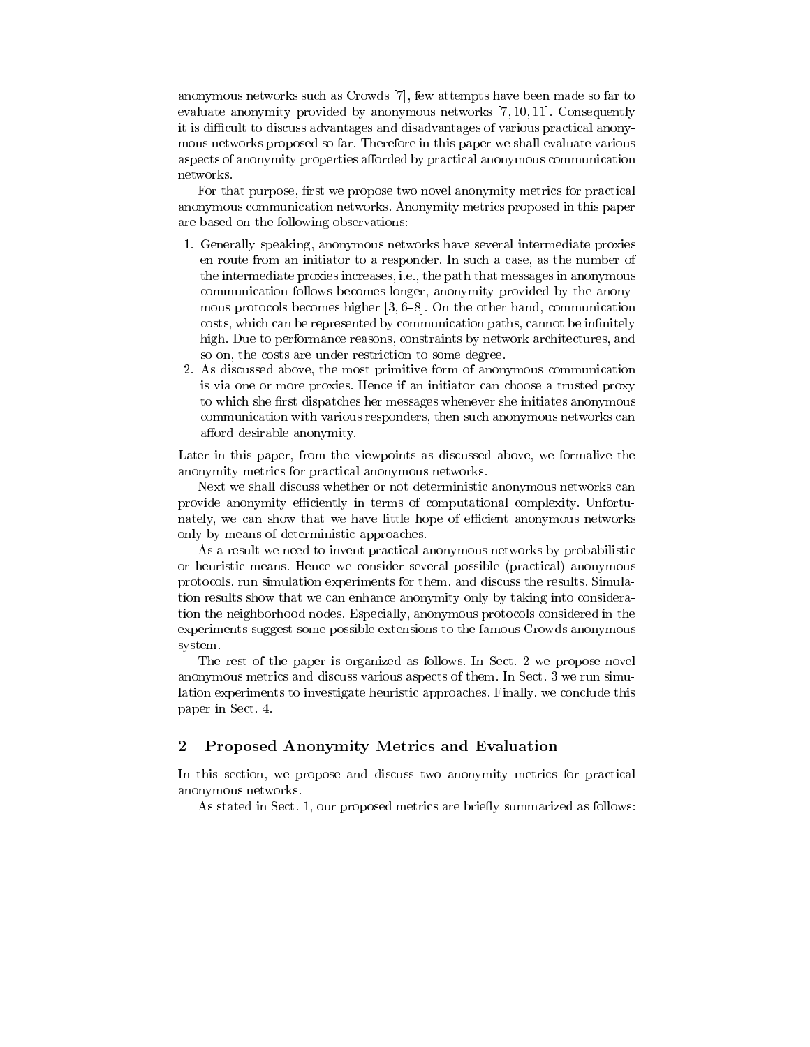anonymous networks such as Crowds [7], few attempts have been made so far to evaluate anonymity provided by anonymous networks [7, 10, 11]. Consequently it is difficult to discuss advantages and disadvantages of various practical anonymous networks proposed so far. Therefore in this paper we shall evaluate various aspects of anonymity properties afforded by practical anonymous communication networks.

For that purpose, first we propose two novel anonymity metrics for practical anonymous communication networks. Anonymity metrics proposed in this paper are based on the following observations:

1. Generally speaking, anonymous networks have several intermediate proxies en route from an initiator to a responder. In such a case, as the number of the intermediate proxies increases, i.e., the path that messages in anonymous communication follows becomes longer, anonymity provided by the anonymous protocols becomes higher [3, 6–8]. On the other hand, communication costs, which can be represented by communication paths, cannot be infinitely high. Due to performance reasons, constraints by network architectures, and so on, the costs are under restriction to some degree.
2. As discussed above, the most primitive form of anonymous communication is via one or more proxies. Hence if an initiator can choose a trusted proxy to which she first dispatches her messages whenever she initiates anonymous communication with various responders, then such anonymous networks can afford desirable anonymity.

Later in this paper, from the viewpoints as discussed above, we formalize the anonymity metrics for practical anonymous networks.

Next we shall discuss whether or not deterministic anonymous networks can provide anonymity efficiently in terms of computational complexity. Unfortunately, we can show that we have little hope of efficient anonymous networks only by means of deterministic approaches.

As a result we need to invent practical anonymous networks by probabilistic or heuristic means. Hence we consider several possible (practical) anonymous protocols, run simulation experiments for them, and discuss the results. Simulation results show that we can enhance anonymity only by taking into consideration the neighborhood nodes. Especially, anonymous protocols considered in the experiments suggest some possible extensions to the famous Crowds anonymous system.

The rest of the paper is organized as follows. In Sect. 2 we propose novel anonymous metrics and discuss various aspects of them. In Sect. 3 we run simulation experiments to investigate heuristic approaches. Finally, we conclude this paper in Sect. 4.

## 2 Proposed Anonymity Metrics and Evaluation

In this section, we propose and discuss two anonymity metrics for practical anonymous networks.

As stated in Sect. 1, our proposed metrics are briefly summarized as follows: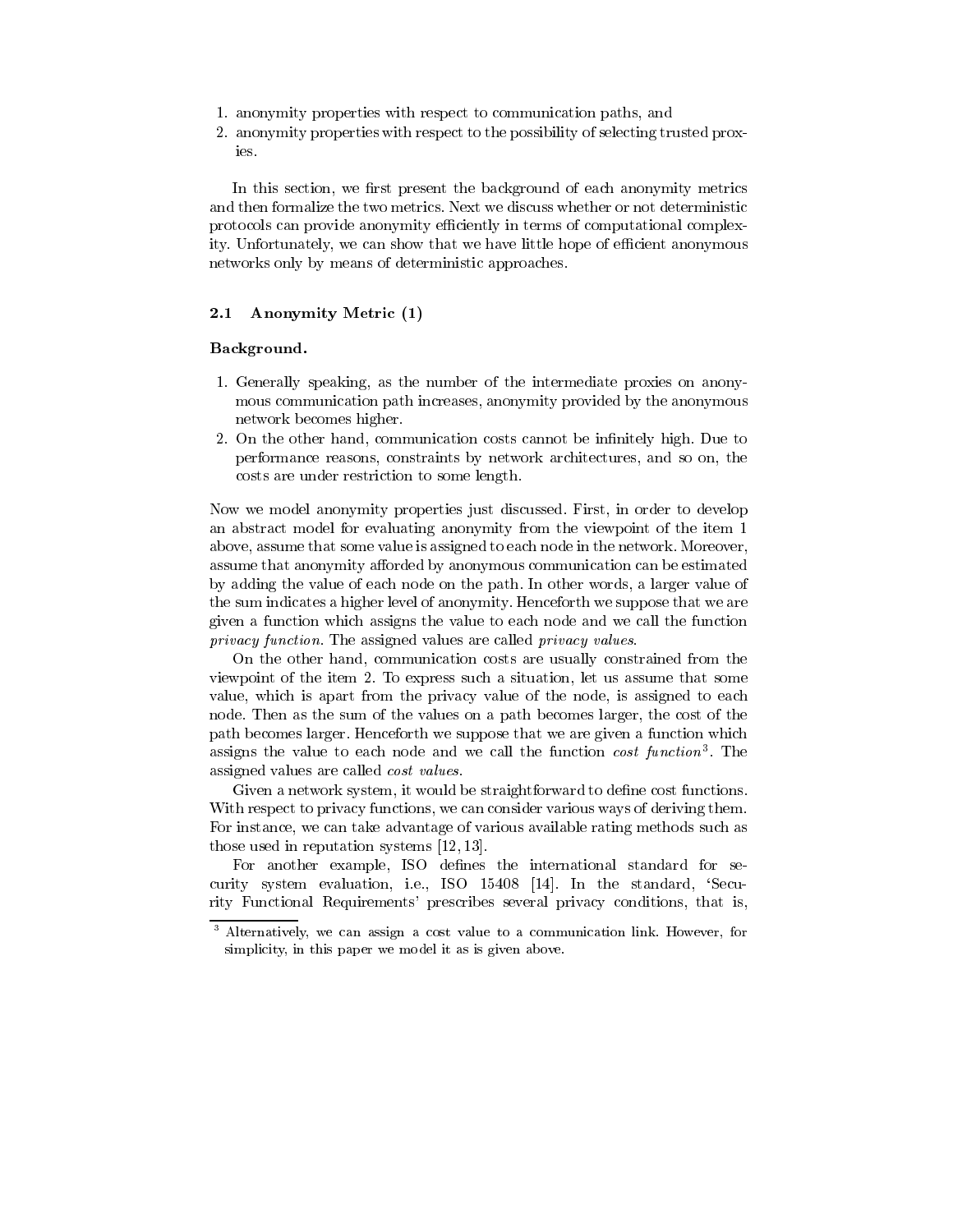1. anonymity properties with respect to communication paths, and
2. anonymity properties with respect to the possibility of selecting trusted proxies.

In this section, we first present the background of each anonymity metrics and then formalize the two metrics. Next we discuss whether or not deterministic protocols can provide anonymity efficiently in terms of computational complexity. Unfortunately, we can show that we have little hope of efficient anonymous networks only by means of deterministic approaches.

### 2.1 Anonymity Metric (1)

**Background.**

1. Generally speaking, as the number of the intermediate proxies on anonymous communication path increases, anonymity provided by the anonymous network becomes higher.
2. On the other hand, communication costs cannot be infinitely high. Due to performance reasons, constraints by network architectures, and so on, the costs are under restriction to some length.

Now we model anonymity properties just discussed. First, in order to develop an abstract model for evaluating anonymity from the viewpoint of the item 1 above, assume that some value is assigned to each node in the network. Moreover, assume that anonymity afforded by anonymous communication can be estimated by adding the value of each node on the path. In other words, a larger value of the sum indicates a higher level of anonymity. Henceforth we suppose that we are given a function which assigns the value to each node and we call the function *privacy function*. The assigned values are called *privacy values*.

On the other hand, communication costs are usually constrained from the viewpoint of the item 2. To express such a situation, let us assume that some value, which is apart from the privacy value of the node, is assigned to each node. Then as the sum of the values on a path becomes larger, the cost of the path becomes larger. Henceforth we suppose that we are given a function which assigns the value to each node and we call the function *cost function*[3]. The assigned values are called *cost values*.

Given a network system, it would be straightforward to define cost functions. With respect to privacy functions, we can consider various ways of deriving them. For instance, we can take advantage of various available rating methods such as those used in reputation systems [12, 13].

For another example, ISO defines the international standard for security system evaluation, i.e., ISO 15408 [14]. In the standard, 'Security Functional Requirements' prescribes several privacy conditions, that is,

[3] Alternatively, we can assign a cost value to a communication link. However, for simplicity, in this paper we model it as is given above.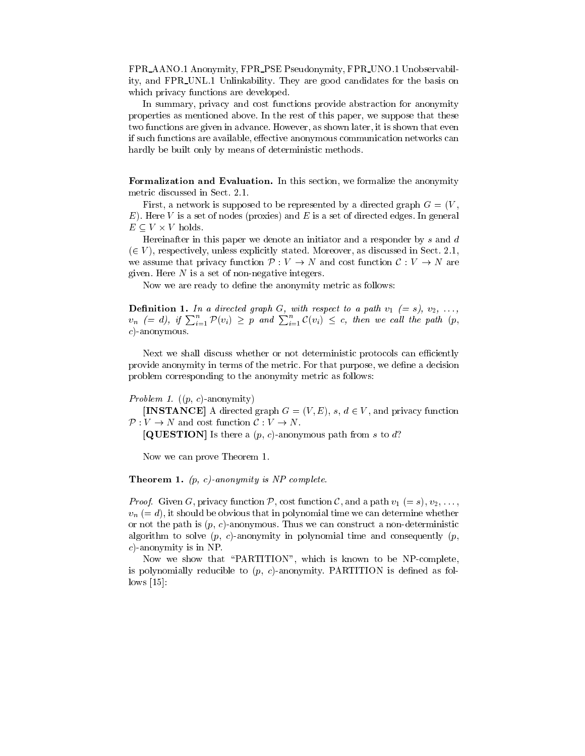FPR_AANO.1 Anonymity, FPR_PSE Pseudonymity, FPR_UNO.1 Unobservability, and FPR_UNL.1 Unlinkability. They are good candidates for the basis on which privacy functions are developed.

In summary, privacy and cost functions provide abstraction for anonymity properties as mentioned above. In the rest of this paper, we suppose that these two functions are given in advance. However, as shown later, it is shown that even if such functions are available, effective anonymous communication networks can hardly be built only by means of deterministic methods.

**Formalization and Evaluation.** In this section, we formalize the anonymity metric discussed in Sect. 2.1.

First, a network is supposed to be represented by a directed graph $G = (V, E)$. Here $V$ is a set of nodes (proxies) and $E$ is a set of directed edges. In general $E \subseteq V \times V$ holds.

Hereinafter in this paper we denote an initiator and a responder by $s$ and $d$ ($\in V$), respectively, unless explicitly stated. Moreover, as discussed in Sect. 2.1, we assume that privacy function $\mathcal{P} : V \to N$ and cost function $\mathcal{C} : V \to N$ are given. Here $N$ is a set of non-negative integers.

Now we are ready to define the anonymity metric as follows:

**Definition 1.** *In a directed graph $G$, with respect to a path $v_1$ $(= s)$, $v_2$, ..., $v_n$ $(= d)$, if $\sum_{i=1}^{n} \mathcal{P}(v_i) \geq p$ and $\sum_{i=1}^{n} \mathcal{C}(v_i) \leq c$, then we call the path $(p, c)$-anonymous.*

Next we shall discuss whether or not deterministic protocols can efficiently provide anonymity in terms of the metric. For that purpose, we define a decision problem corresponding to the anonymity metric as follows:

*Problem 1.* ($(p, c)$-anonymity)

**[INSTANCE]** A directed graph $G = (V, E)$, $s$, $d \in V$, and privacy function $\mathcal{P} : V \to N$ and cost function $\mathcal{C} : V \to N$.

**[QUESTION]** Is there a $(p, c)$-anonymous path from $s$ to $d$?

Now we can prove Theorem 1.

**Theorem 1.** *$(p, c)$-anonymity is NP complete.*

*Proof.* Given $G$, privacy function $\mathcal{P}$, cost function $\mathcal{C}$, and a path $v_1$ $(= s)$, $v_2$, ..., $v_n$ $(= d)$, it should be obvious that in polynomial time we can determine whether or not the path is $(p, c)$-anonymous. Thus we can construct a non-deterministic algorithm to solve $(p, c)$-anonymity in polynomial time and consequently $(p, c)$-anonymity is in NP.

Now we show that "PARTITION", which is known to be NP-complete, is polynomially reducible to $(p, c)$-anonymity. PARTITION is defined as follows [15]: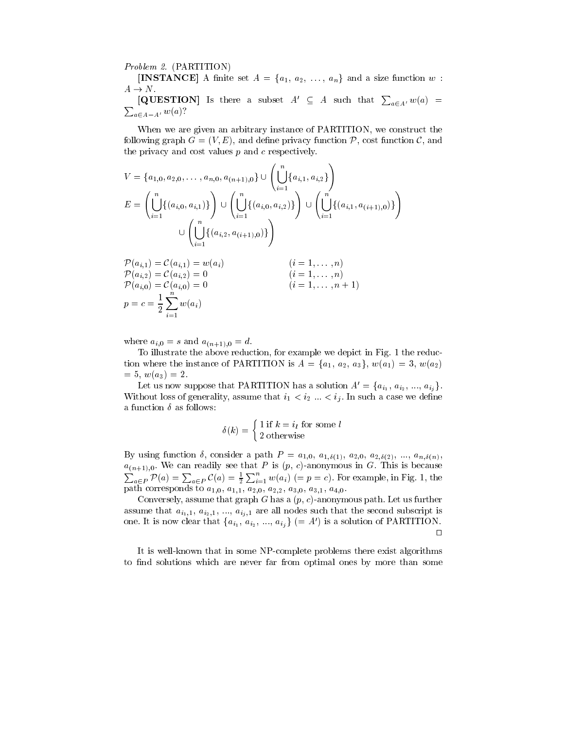*Problem 2.* (PARTITION)

**[INSTANCE]** A finite set $A = \{a_1, a_2, \ldots, a_n\}$ and a size function $w : A \to N$.

**[QUESTION]** Is there a subset $A' \subseteq A$ such that $\sum_{a \in A'} w(a) = \sum_{a \in A - A'} w(a)$?

When we are given an arbitrary instance of PARTITION, we construct the following graph $G = (V, E)$, and define privacy function $\mathcal{P}$, cost function $\mathcal{C}$, and the privacy and cost values $p$ and $c$ respectively.

$$V = \{a_{1,0}, a_{2,0}, \ldots, a_{n,0}, a_{(n+1),0}\} \cup \left( \bigcup_{i=1}^{n} \{a_{i,1}, a_{i,2}\} \right)$$

$$E = \left( \bigcup_{i=1}^{n} \{(a_{i,0}, a_{i,1})\} \right) \cup \left( \bigcup_{i=1}^{n} \{(a_{i,0}, a_{i,2})\} \right) \cup \left( \bigcup_{i=1}^{n} \{(a_{i,1}, a_{(i+1),0})\} \right) \cup \left( \bigcup_{i=1}^{n} \{(a_{i,2}, a_{(i+1),0})\} \right)$$

$$\mathcal{P}(a_{i,1}) = \mathcal{C}(a_{i,1}) = w(a_i) \qquad (i = 1, \ldots, n)$$
$$\mathcal{P}(a_{i,2}) = \mathcal{C}(a_{i,2}) = 0 \qquad (i = 1, \ldots, n)$$
$$\mathcal{P}(a_{i,0}) = \mathcal{C}(a_{i,0}) = 0 \qquad (i = 1, \ldots, n+1)$$
$$p = c = \frac{1}{2} \sum_{i=1}^{n} w(a_i)$$

where $a_{i,0} = s$ and $a_{(n+1),0} = d$.

To illustrate the above reduction, for example we depict in Fig. 1 the reduction where the instance of PARTITION is $A = \{a_1, a_2, a_3\}$, $w(a_1) = 3$, $w(a_2) = 5$, $w(a_3) = 2$.

Let us now suppose that PARTITION has a solution $A' = \{a_{i_1}, a_{i_2}, \ldots, a_{i_j}\}$. Without loss of generality, assume that $i_1 < i_2 \ldots < i_j$. In such a case we define a function $\delta$ as follows:

$$\delta(k) = \begin{cases} 1 \text{ if } k = i_l \text{ for some } l \\ 2 \text{ otherwise} \end{cases}$$

By using function $\delta$, consider a path $P = a_{1,0}, a_{1,\delta(1)}, a_{2,0}, a_{2,\delta(2)}, \ldots, a_{n,\delta(n)}, a_{(n+1),0}$. We can readily see that $P$ is $(p, c)$-anonymous in $G$. This is because $\sum_{a \in P} \mathcal{P}(a) = \sum_{a \in P} \mathcal{C}(a) = \frac{1}{2} \sum_{i=1}^{n} w(a_i)$ $(= p = c)$. For example, in Fig. 1, the path corresponds to $a_{1,0}, a_{1,1}, a_{2,0}, a_{2,2}, a_{3,0}, a_{3,1}, a_{4,0}$.

Conversely, assume that graph $G$ has a $(p, c)$-anonymous path. Let us further assume that $a_{i_1,1}, a_{i_2,1}, \ldots, a_{i_j,1}$ are all nodes such that the second subscript is one. It is now clear that $\{a_{i_1}, a_{i_2}, \ldots, a_{i_j}\}$ $(= A')$ is a solution of PARTITION. □

It is well-known that in some NP-complete problems there exist algorithms to find solutions which are never far from optimal ones by more than some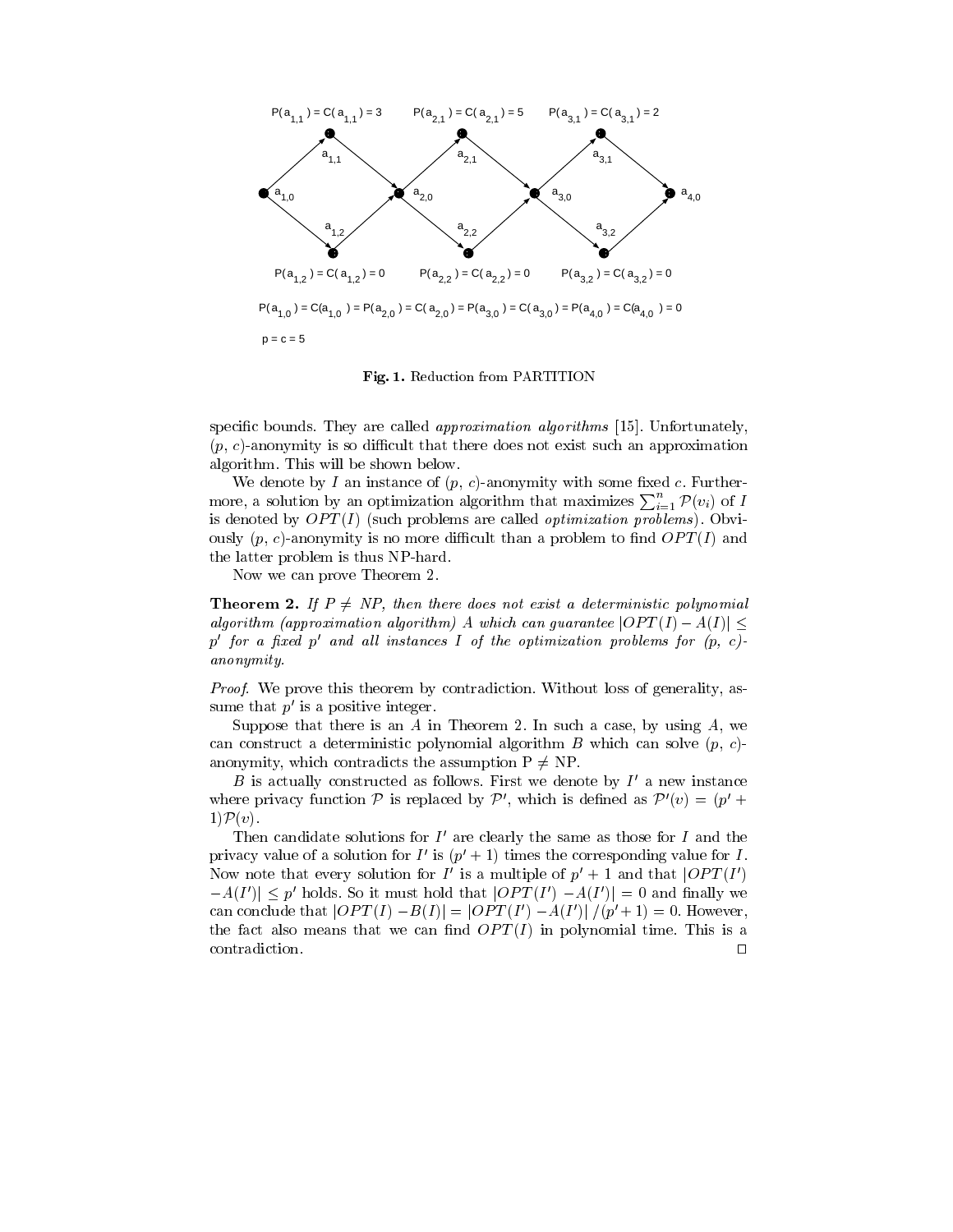P($a_{1,1}$) = C($a_{1,1}$) = 3    P($a_{2,1}$) = C($a_{2,1}$) = 5    P($a_{3,1}$) = C($a_{3,1}$) = 2

$a_{1,1}$    $a_{2,1}$    $a_{3,1}$

$a_{1,0}$    $a_{2,0}$    $a_{3,0}$    $a_{4,0}$

$a_{1,2}$    $a_{2,2}$    $a_{3,2}$

P($a_{1,2}$) = C($a_{1,2}$) = 0    P($a_{2,2}$) = C($a_{2,2}$) = 0    P($a_{3,2}$) = C($a_{3,2}$) = 0

P($a_{1,0}$) = C($a_{1,0}$) = P($a_{2,0}$) = C($a_{2,0}$) = P($a_{3,0}$) = C($a_{3,0}$) = P($a_{4,0}$) = C($a_{4,0}$) = 0

p = c = 5

**Fig. 1.** Reduction from PARTITION

specific bounds. They are called *approximation algorithms* [15]. Unfortunately, ($p$, $c$)-anonymity is so difficult that there does not exist such an approximation algorithm. This will be shown below.

We denote by $I$ an instance of ($p$, $c$)-anonymity with some fixed $c$. Furthermore, a solution by an optimization algorithm that maximizes $\sum_{i=1}^{n} \mathcal{P}(v_i)$ of $I$ is denoted by $OPT(I)$ (such problems are called *optimization problems*). Obviously ($p$, $c$)-anonymity is no more difficult than a problem to find $OPT(I)$ and the latter problem is thus NP-hard.

Now we can prove Theorem 2.

**Theorem 2.** *If $P \neq NP$, then there does not exist a deterministic polynomial algorithm (approximation algorithm) $A$ which can guarantee $|OPT(I) - A(I)| \leq p'$ for a fixed $p'$ and all instances $I$ of the optimization problems for ($p$, $c$)-anonymity.*

*Proof.* We prove this theorem by contradiction. Without loss of generality, assume that $p'$ is a positive integer.

Suppose that there is an $A$ in Theorem 2. In such a case, by using $A$, we can construct a deterministic polynomial algorithm $B$ which can solve ($p$, $c$)-anonymity, which contradicts the assumption P $\neq$ NP.

$B$ is actually constructed as follows. First we denote by $I'$ a new instance where privacy function $\mathcal{P}$ is replaced by $\mathcal{P}'$, which is defined as $\mathcal{P}'(v) = (p' + 1)\mathcal{P}(v)$.

Then candidate solutions for $I'$ are clearly the same as those for $I$ and the privacy value of a solution for $I'$ is $(p' + 1)$ times the corresponding value for $I$. Now note that every solution for $I'$ is a multiple of $p' + 1$ and that $|OPT(I') - A(I')| \leq p'$ holds. So it must hold that $|OPT(I') - A(I')| = 0$ and finally we can conclude that $|OPT(I) - B(I)| = |OPT(I') - A(I')| / (p' + 1) = 0$. However, the fact also means that we can find $OPT(I)$ in polynomial time. This is a contradiction. □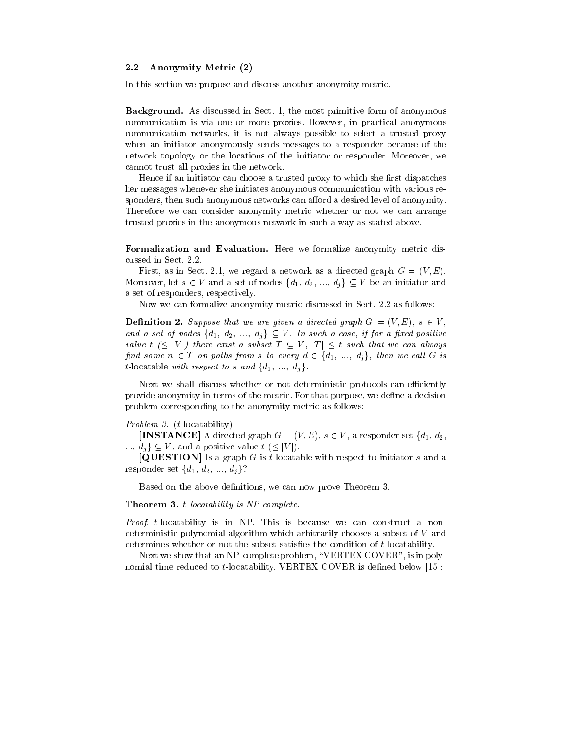### 2.2 Anonymity Metric (2)

In this section we propose and discuss another anonymity metric.

**Background.** As discussed in Sect. 1, the most primitive form of anonymous communication is via one or more proxies. However, in practical anonymous communication networks, it is not always possible to select a trusted proxy when an initiator anonymously sends messages to a responder because of the network topology or the locations of the initiator or responder. Moreover, we cannot trust all proxies in the network.

Hence if an initiator can choose a trusted proxy to which she first dispatches her messages whenever she initiates anonymous communication with various responders, then such anonymous networks can afford a desired level of anonymity. Therefore we can consider anonymity metric whether or not we can arrange trusted proxies in the anonymous network in such a way as stated above.

**Formalization and Evaluation.** Here we formalize anonymity metric discussed in Sect. 2.2.

First, as in Sect. 2.1, we regard a network as a directed graph $G = (V, E)$. Moreover, let $s \in V$ and a set of nodes $\{d_1, d_2, ..., d_j\} \subseteq V$ be an initiator and a set of responders, respectively.

Now we can formalize anonymity metric discussed in Sect. 2.2 as follows:

**Definition 2.** *Suppose that we are given a directed graph $G = (V, E)$, $s \in V$, and a set of nodes $\{d_1, d_2, ..., d_j\} \subseteq V$. In such a case, if for a fixed positive value $t$ $(\leq |V|)$ there exist a subset $T \subseteq V$, $|T| \leq t$ such that we can always find some $n \in T$ on paths from $s$ to every $d \in \{d_1, ..., d_j\}$, then we call $G$ is* t-locatable *with respect to $s$ and $\{d_1, ..., d_j\}$.*

Next we shall discuss whether or not deterministic protocols can efficiently provide anonymity in terms of the metric. For that purpose, we define a decision problem corresponding to the anonymity metric as follows:

*Problem 3.* ($t$-locatability)

**[INSTANCE]** A directed graph $G = (V, E)$, $s \in V$, a responder set $\{d_1, d_2, ..., d_j\} \subseteq V$, and a positive value $t$ $(\leq |V|)$.

**[QUESTION]** Is a graph $G$ is $t$-locatable with respect to initiator $s$ and a responder set $\{d_1, d_2, ..., d_j\}$?

Based on the above definitions, we can now prove Theorem 3.

**Theorem 3.** *$t$-locatability is NP-complete.*

*Proof.* $t$-locatability is in NP. This is because we can construct a nondeterministic polynomial algorithm which arbitrarily chooses a subset of $V$ and determines whether or not the subset satisfies the condition of $t$-locatability.

Next we show that an NP-complete problem, "VERTEX COVER", is in polynomial time reduced to $t$-locatability. VERTEX COVER is defined below [15]: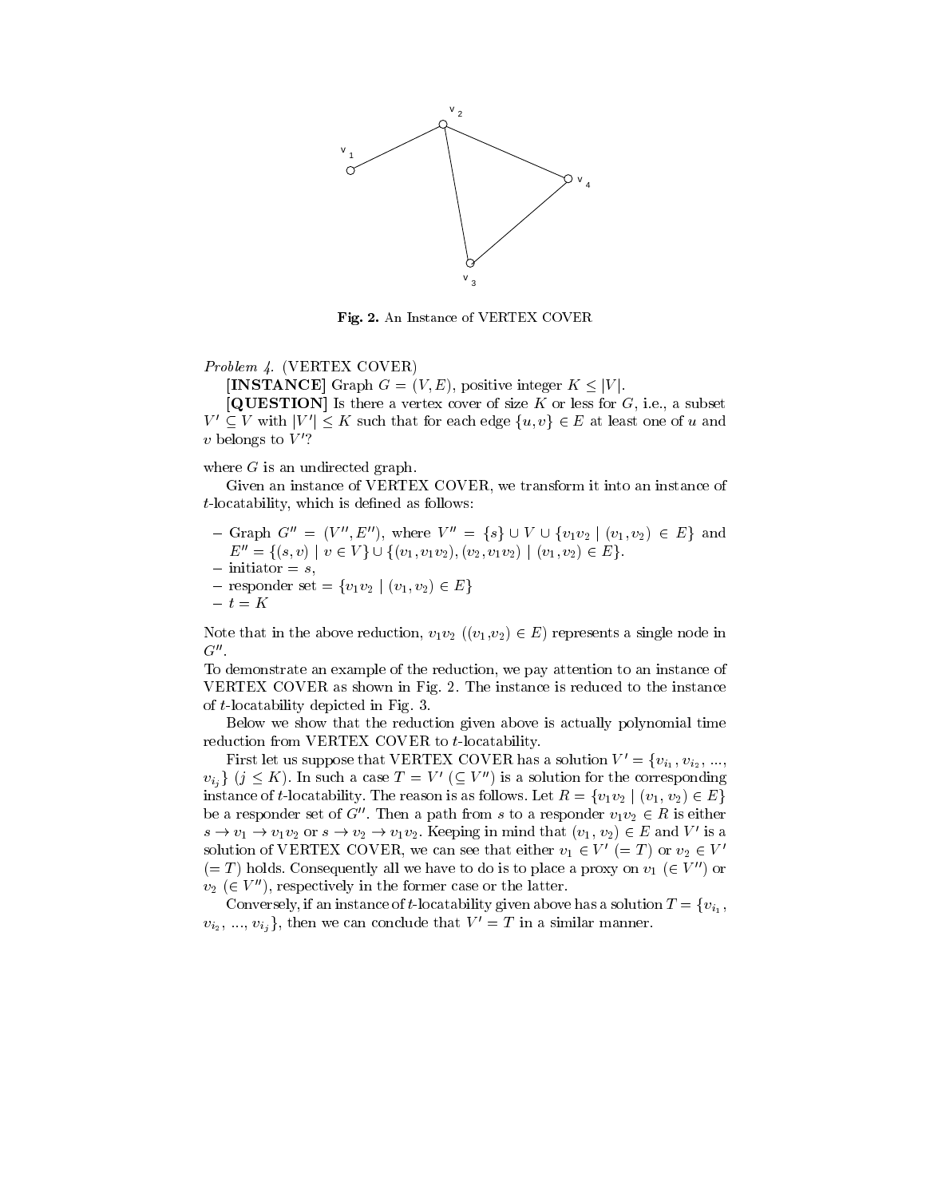v 2

v 1

v 4

v 3

**Fig. 2.** An Instance of VERTEX COVER

*Problem 4.* (VERTEX COVER)

**[INSTANCE]** Graph $G = (V, E)$, positive integer $K \leq |V|$.

**[QUESTION]** Is there a vertex cover of size $K$ or less for $G$, i.e., a subset $V' \subseteq V$ with $|V'| \leq K$ such that for each edge $\{u, v\} \in E$ at least one of $u$ and $v$ belongs to $V'$?

where $G$ is an undirected graph.

Given an instance of VERTEX COVER, we transform it into an instance of $t$-locatability, which is defined as follows:

- Graph $G'' = (V'', E'')$, where $V'' = \{s\} \cup V \cup \{v_1 v_2 \mid (v_1, v_2) \in E\}$ and $E'' = \{(s, v) \mid v \in V\} \cup \{(v_1, v_1 v_2), (v_2, v_1 v_2) \mid (v_1, v_2) \in E\}$.
- initiator $= s$,
- responder set $= \{v_1 v_2 \mid (v_1, v_2) \in E\}$
- $t = K$

Note that in the above reduction, $v_1 v_2$ ($(v_1, v_2) \in E$) represents a single node in $G''$.

To demonstrate an example of the reduction, we pay attention to an instance of VERTEX COVER as shown in Fig. 2. The instance is reduced to the instance of $t$-locatability depicted in Fig. 3.

Below we show that the reduction given above is actually polynomial time reduction from VERTEX COVER to $t$-locatability.

First let us suppose that VERTEX COVER has a solution $V' = \{v_{i_1}, v_{i_2}, ..., v_{i_j}\}$ ($j \leq K$). In such a case $T = V'$ ($\subseteq V''$) is a solution for the corresponding instance of $t$-locatability. The reason is as follows. Let $R = \{v_1 v_2 \mid (v_1, v_2) \in E\}$ be a responder set of $G''$. Then a path from $s$ to a responder $v_1 v_2 \in R$ is either $s \to v_1 \to v_1 v_2$ or $s \to v_2 \to v_1 v_2$. Keeping in mind that $(v_1, v_2) \in E$ and $V'$ is a solution of VERTEX COVER, we can see that either $v_1 \in V'$ ($= T$) or $v_2 \in V'$ ($= T$) holds. Consequently all we have to do is to place a proxy on $v_1$ ($\in V''$) or $v_2$ ($\in V''$), respectively in the former case or the latter.

Conversely, if an instance of $t$-locatability given above has a solution $T = \{v_{i_1}, v_{i_2}, ..., v_{i_j}\}$, then we can conclude that $V' = T$ in a similar manner.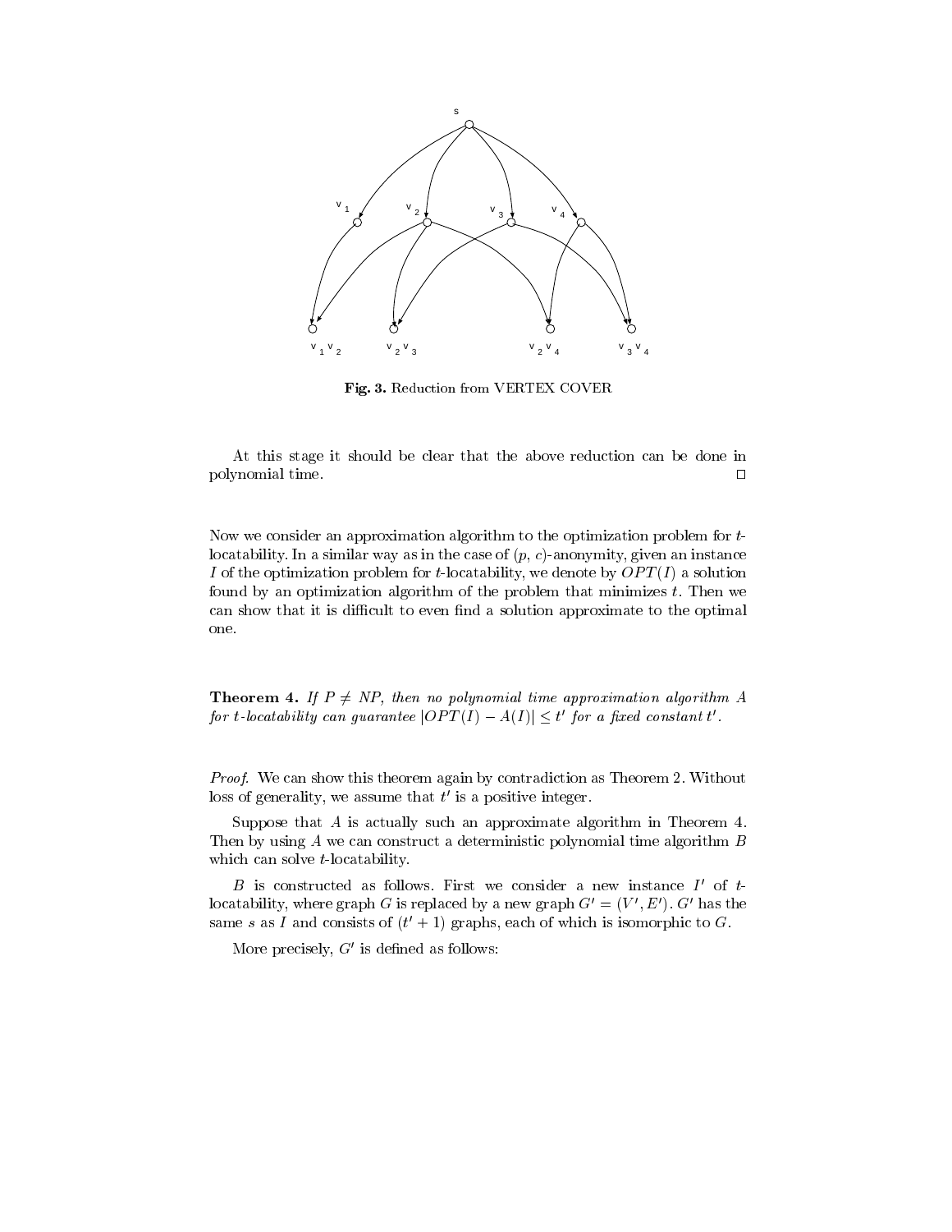s

v 1

v 2

v 3

v 4

v 1 v 2

v 2 v 3

v 2 v 4

v 3 v 4

**Fig. 3.** Reduction from VERTEX COVER

At this stage it should be clear that the above reduction can be done in polynomial time. □

Now we consider an approximation algorithm to the optimization problem for $t$-locatability. In a similar way as in the case of ($p$, $c$)-anonymity, given an instance $I$ of the optimization problem for $t$-locatability, we denote by $OPT(I)$ a solution found by an optimization algorithm of the problem that minimizes $t$. Then we can show that it is difficult to even find a solution approximate to the optimal one.

**Theorem 4.** *If $P \neq NP$, then no polynomial time approximation algorithm $A$ for $t$-locatability can guarantee $|OPT(I) - A(I)| \leq t'$ for a fixed constant $t'$.*

*Proof.* We can show this theorem again by contradiction as Theorem 2. Without loss of generality, we assume that $t'$ is a positive integer.

Suppose that $A$ is actually such an approximate algorithm in Theorem 4. Then by using $A$ we can construct a deterministic polynomial time algorithm $B$ which can solve $t$-locatability.

$B$ is constructed as follows. First we consider a new instance $I'$ of $t$-locatability, where graph $G$ is replaced by a new graph $G' = (V', E')$. $G'$ has the same $s$ as $I$ and consists of $(t'+1)$ graphs, each of which is isomorphic to $G$.

More precisely, $G'$ is defined as follows: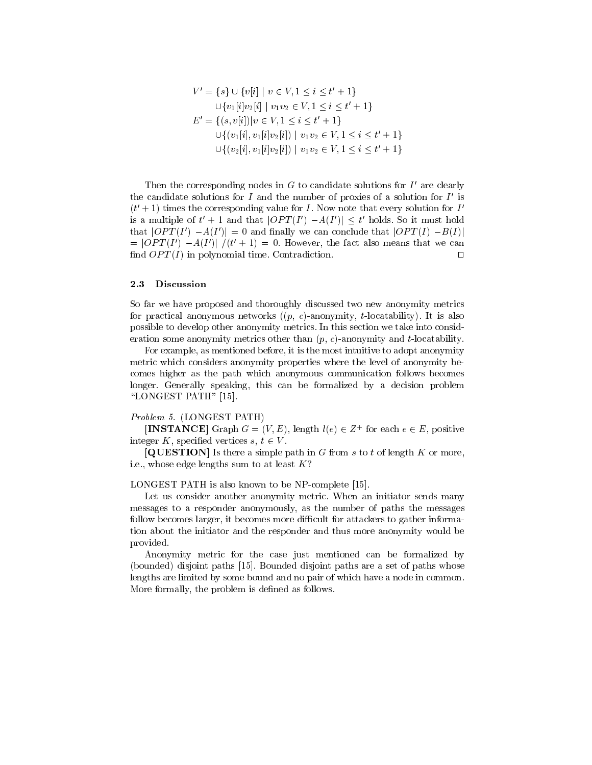$$
\begin{aligned}
V' &= \{s\} \cup \{v[i] \mid v \in V, 1 \le i \le t'+1\} \\
&\quad \cup \{v_1[i]v_2[i] \mid v_1 v_2 \in V, 1 \le i \le t'+1\} \\
E' &= \{(s, v[i]) | v \in V, 1 \le i \le t'+1\} \\
&\quad \cup \{(v_1[i], v_1[i]v_2[i]) \mid v_1 v_2 \in V, 1 \le i \le t'+1\} \\
&\quad \cup \{(v_2[i], v_1[i]v_2[i]) \mid v_1 v_2 \in V, 1 \le i \le t'+1\}
\end{aligned}
$$

Then the corresponding nodes in $G$ to candidate solutions for $I'$ are clearly the candidate solutions for $I$ and the number of proxies of a solution for $I'$ is $(t'+1)$ times the corresponding value for $I$. Now note that every solution for $I'$ is a multiple of $t'+1$ and that $|OPT(I') - A(I')| \le t'$ holds. So it must hold that $|OPT(I') - A(I')| = 0$ and finally we can conclude that $|OPT(I) - B(I)| = |OPT(I') - A(I')| / (t'+1) = 0$. However, the fact also means that we can find $OPT(I)$ in polynomial time. Contradiction. □

### 2.3 Discussion

So far we have proposed and thoroughly discussed two new anonymity metrics for practical anonymous networks (($p$, $c$)-anonymity, $t$-locatability). It is also possible to develop other anonymity metrics. In this section we take into consideration some anonymity metrics other than ($p$, $c$)-anonymity and $t$-locatability.

For example, as mentioned before, it is the most intuitive to adopt anonymity metric which considers anonymity properties where the level of anonymity becomes higher as the path which anonymous communication follows becomes longer. Generally speaking, this can be formalized by a decision problem "LONGEST PATH" [15].

*Problem 5.* (LONGEST PATH)

**[INSTANCE]** Graph $G = (V, E)$, length $l(e) \in Z^+$ for each $e \in E$, positive integer $K$, specified vertices $s$, $t \in V$.

**[QUESTION]** Is there a simple path in $G$ from $s$ to $t$ of length $K$ or more, i.e., whose edge lengths sum to at least $K$?

LONGEST PATH is also known to be NP-complete [15].

Let us consider another anonymity metric. When an initiator sends many messages to a responder anonymously, as the number of paths the messages follow becomes larger, it becomes more difficult for attackers to gather information about the initiator and the responder and thus more anonymity would be provided.

Anonymity metric for the case just mentioned can be formalized by (bounded) disjoint paths [15]. Bounded disjoint paths are a set of paths whose lengths are limited by some bound and no pair of which have a node in common. More formally, the problem is defined as follows.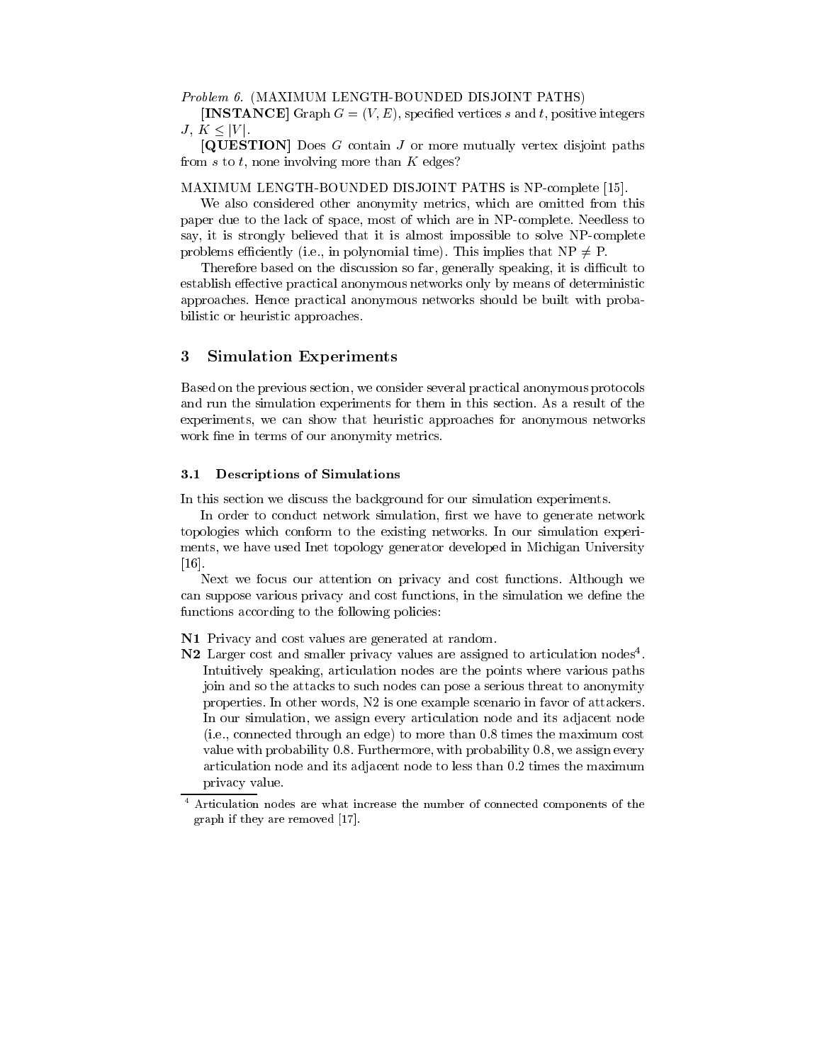*Problem 6.* (MAXIMUM LENGTH-BOUNDED DISJOINT PATHS)

**[INSTANCE]** Graph $G = (V, E)$, specified vertices $s$ and $t$, positive integers $J$, $K \leq |V|$.

**[QUESTION]** Does $G$ contain $J$ or more mutually vertex disjoint paths from $s$ to $t$, none involving more than $K$ edges?

MAXIMUM LENGTH-BOUNDED DISJOINT PATHS is NP-complete [15].

We also considered other anonymity metrics, which are omitted from this paper due to the lack of space, most of which are in NP-complete. Needless to say, it is strongly believed that it is almost impossible to solve NP-complete problems efficiently (i.e., in polynomial time). This implies that NP $\neq$ P.

Therefore based on the discussion so far, generally speaking, it is difficult to establish effective practical anonymous networks only by means of deterministic approaches. Hence practical anonymous networks should be built with probabilistic or heuristic approaches.

## 3 Simulation Experiments

Based on the previous section, we consider several practical anonymous protocols and run the simulation experiments for them in this section. As a result of the experiments, we can show that heuristic approaches for anonymous networks work fine in terms of our anonymity metrics.

### 3.1 Descriptions of Simulations

In this section we discuss the background for our simulation experiments.

In order to conduct network simulation, first we have to generate network topologies which conform to the existing networks. In our simulation experiments, we have used Inet topology generator developed in Michigan University [16].

Next we focus our attention on privacy and cost functions. Although we can suppose various privacy and cost functions, in the simulation we define the functions according to the following policies:

**N1** Privacy and cost values are generated at random.

**N2** Larger cost and smaller privacy values are assigned to articulation nodes[4]. Intuitively speaking, articulation nodes are the points where various paths join and so the attacks to such nodes can pose a serious threat to anonymity properties. In other words, N2 is one example scenario in favor of attackers. In our simulation, we assign every articulation node and its adjacent node (i.e., connected through an edge) to more than 0.8 times the maximum cost value with probability 0.8. Furthermore, with probability 0.8, we assign every articulation node and its adjacent node to less than 0.2 times the maximum privacy value.

[4] Articulation nodes are what increase the number of connected components of the graph if they are removed [17].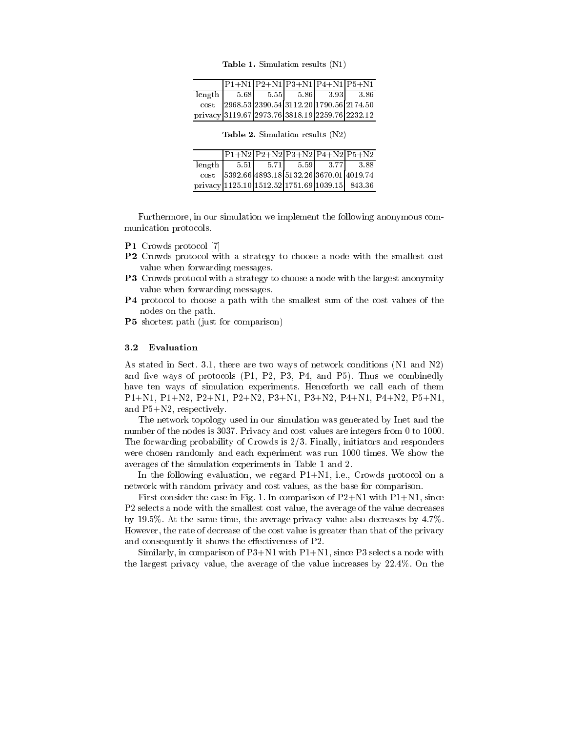**Table 1.** Simulation results (N1)

| | P1+N1 | P2+N1 | P3+N1 | P4+N1 | P5+N1 |
|---|---|---|---|---|---|
| length | 5.68 | 5.55 | 5.86 | 3.93 | 3.86 |
| cost | 2968.53 | 2390.54 | 3112.20 | 1790.56 | 2174.50 |
| privacy | 3119.67 | 2973.76 | 3818.19 | 2259.76 | 2232.12 |

**Table 2.** Simulation results (N2)

| | P1+N2 | P2+N2 | P3+N2 | P4+N2 | P5+N2 |
|---|---|---|---|---|---|
| length | 5.51 | 5.71 | 5.59 | 3.77 | 3.88 |
| cost | 5392.66 | 4893.18 | 5132.26 | 3670.01 | 4019.74 |
| privacy | 1125.10 | 1512.52 | 1751.69 | 1039.15 | 843.36 |

Furthermore, in our simulation we implement the following anonymous communication protocols.

- **P1** Crowds protocol [7]
- **P2** Crowds protocol with a strategy to choose a node with the smallest cost value when forwarding messages.
- **P3** Crowds protocol with a strategy to choose a node with the largest anonymity value when forwarding messages.
- **P4** protocol to choose a path with the smallest sum of the cost values of the nodes on the path.
- **P5** shortest path (just for comparison)

### 3.2 Evaluation

As stated in Sect. 3.1, there are two ways of network conditions (N1 and N2) and five ways of protocols (P1, P2, P3, P4, and P5). Thus we combinedly have ten ways of simulation experiments. Henceforth we call each of them P1+N1, P1+N2, P2+N1, P2+N2, P3+N1, P3+N2, P4+N1, P4+N2, P5+N1, and P5+N2, respectively.

The network topology used in our simulation was generated by Inet and the number of the nodes is 3037. Privacy and cost values are integers from 0 to 1000. The forwarding probability of Crowds is 2/3. Finally, initiators and responders were chosen randomly and each experiment was run 1000 times. We show the averages of the simulation experiments in Table 1 and 2.

In the following evaluation, we regard P1+N1, i.e., Crowds protocol on a network with random privacy and cost values, as the base for comparison.

First consider the case in Fig. 1. In comparison of P2+N1 with P1+N1, since P2 selects a node with the smallest cost value, the average of the value decreases by 19.5%. At the same time, the average privacy value also decreases by 4.7%. However, the rate of decrease of the cost value is greater than that of the privacy and consequently it shows the effectiveness of P2.

Similarly, in comparison of P3+N1 with P1+N1, since P3 selects a node with the largest privacy value, the average of the value increases by 22.4%. On the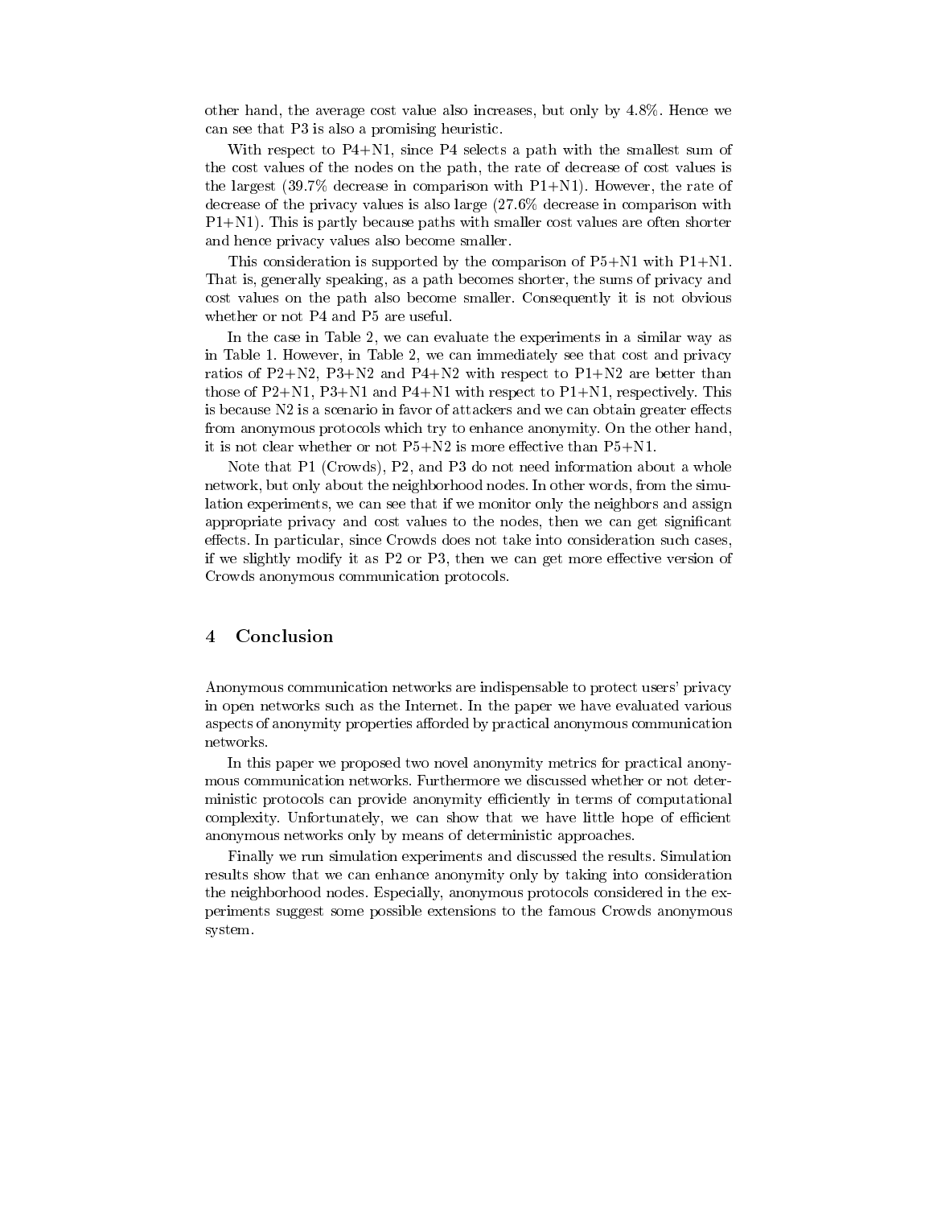other hand, the average cost value also increases, but only by 4.8%. Hence we can see that P3 is also a promising heuristic.

With respect to P4+N1, since P4 selects a path with the smallest sum of the cost values of the nodes on the path, the rate of decrease of cost values is the largest (39.7% decrease in comparison with P1+N1). However, the rate of decrease of the privacy values is also large (27.6% decrease in comparison with P1+N1). This is partly because paths with smaller cost values are often shorter and hence privacy values also become smaller.

This consideration is supported by the comparison of P5+N1 with P1+N1. That is, generally speaking, as a path becomes shorter, the sums of privacy and cost values on the path also become smaller. Consequently it is not obvious whether or not P4 and P5 are useful.

In the case in Table 2, we can evaluate the experiments in a similar way as in Table 1. However, in Table 2, we can immediately see that cost and privacy ratios of P2+N2, P3+N2 and P4+N2 with respect to P1+N2 are better than those of P2+N1, P3+N1 and P4+N1 with respect to P1+N1, respectively. This is because N2 is a scenario in favor of attackers and we can obtain greater effects from anonymous protocols which try to enhance anonymity. On the other hand, it is not clear whether or not P5+N2 is more effective than P5+N1.

Note that P1 (Crowds), P2, and P3 do not need information about a whole network, but only about the neighborhood nodes. In other words, from the simulation experiments, we can see that if we monitor only the neighbors and assign appropriate privacy and cost values to the nodes, then we can get significant effects. In particular, since Crowds does not take into consideration such cases, if we slightly modify it as P2 or P3, then we can get more effective version of Crowds anonymous communication protocols.

## 4 Conclusion

Anonymous communication networks are indispensable to protect users' privacy in open networks such as the Internet. In the paper we have evaluated various aspects of anonymity properties afforded by practical anonymous communication networks.

In this paper we proposed two novel anonymity metrics for practical anonymous communication networks. Furthermore we discussed whether or not deterministic protocols can provide anonymity efficiently in terms of computational complexity. Unfortunately, we can show that we have little hope of efficient anonymous networks only by means of deterministic approaches.

Finally we run simulation experiments and discussed the results. Simulation results show that we can enhance anonymity only by taking into consideration the neighborhood nodes. Especially, anonymous protocols considered in the experiments suggest some possible extensions to the famous Crowds anonymous system.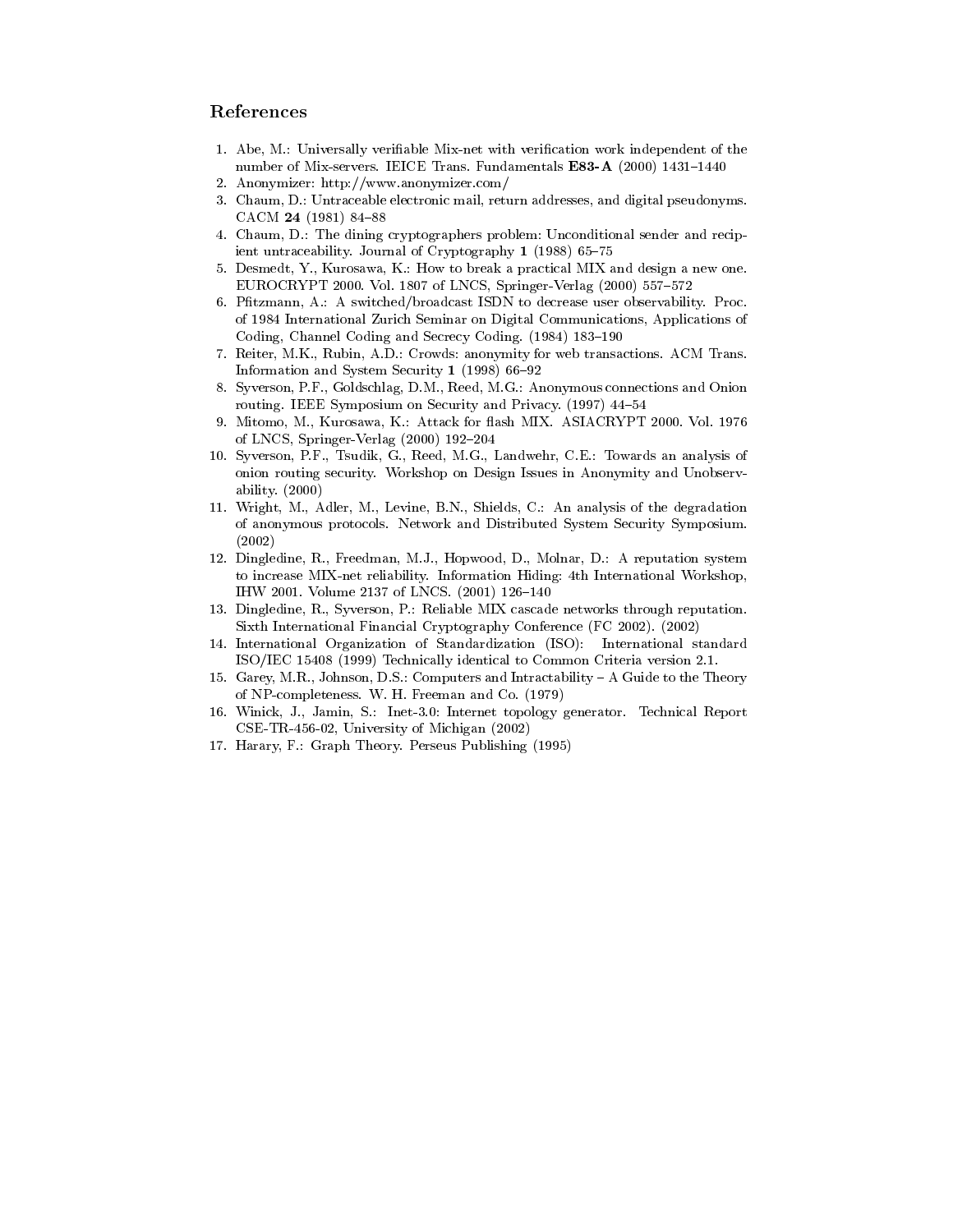## References

1. Abe, M.: Universally verifiable Mix-net with verification work independent of the number of Mix-servers. IEICE Trans. Fundamentals **E83-A** (2000) 1431–1440
2. Anonymizer: http://www.anonymizer.com/
3. Chaum, D.: Untraceable electronic mail, return addresses, and digital pseudonyms. CACM **24** (1981) 84–88
4. Chaum, D.: The dining cryptographers problem: Unconditional sender and recipient untraceability. Journal of Cryptography **1** (1988) 65–75
5. Desmedt, Y., Kurosawa, K.: How to break a practical MIX and design a new one. EUROCRYPT 2000. Vol. 1807 of LNCS, Springer-Verlag (2000) 557–572
6. Pfitzmann, A.: A switched/broadcast ISDN to decrease user observability. Proc. of 1984 International Zurich Seminar on Digital Communications, Applications of Coding, Channel Coding and Secrecy Coding. (1984) 183–190
7. Reiter, M.K., Rubin, A.D.: Crowds: anonymity for web transactions. ACM Trans. Information and System Security **1** (1998) 66–92
8. Syverson, P.F., Goldschlag, D.M., Reed, M.G.: Anonymous connections and Onion routing. IEEE Symposium on Security and Privacy. (1997) 44–54
9. Mitomo, M., Kurosawa, K.: Attack for flash MIX. ASIACRYPT 2000. Vol. 1976 of LNCS, Springer-Verlag (2000) 192–204
10. Syverson, P.F., Tsudik, G., Reed, M.G., Landwehr, C.E.: Towards an analysis of onion routing security. Workshop on Design Issues in Anonymity and Unobservability. (2000)
11. Wright, M., Adler, M., Levine, B.N., Shields, C.: An analysis of the degradation of anonymous protocols. Network and Distributed System Security Symposium. (2002)
12. Dingledine, R., Freedman, M.J., Hopwood, D., Molnar, D.: A reputation system to increase MIX-net reliability. Information Hiding: 4th International Workshop, IHW 2001. Volume 2137 of LNCS. (2001) 126–140
13. Dingledine, R., Syverson, P.: Reliable MIX cascade networks through reputation. Sixth International Financial Cryptography Conference (FC 2002). (2002)
14. International Organization of Standardization (ISO): International standard ISO/IEC 15408 (1999) Technically identical to Common Criteria version 2.1.
15. Garey, M.R., Johnson, D.S.: Computers and Intractability – A Guide to the Theory of NP-completeness. W. H. Freeman and Co. (1979)
16. Winick, J., Jamin, S.: Inet-3.0: Internet topology generator. Technical Report CSE-TR-456-02, University of Michigan (2002)
17. Harary, F.: Graph Theory. Perseus Publishing (1995)